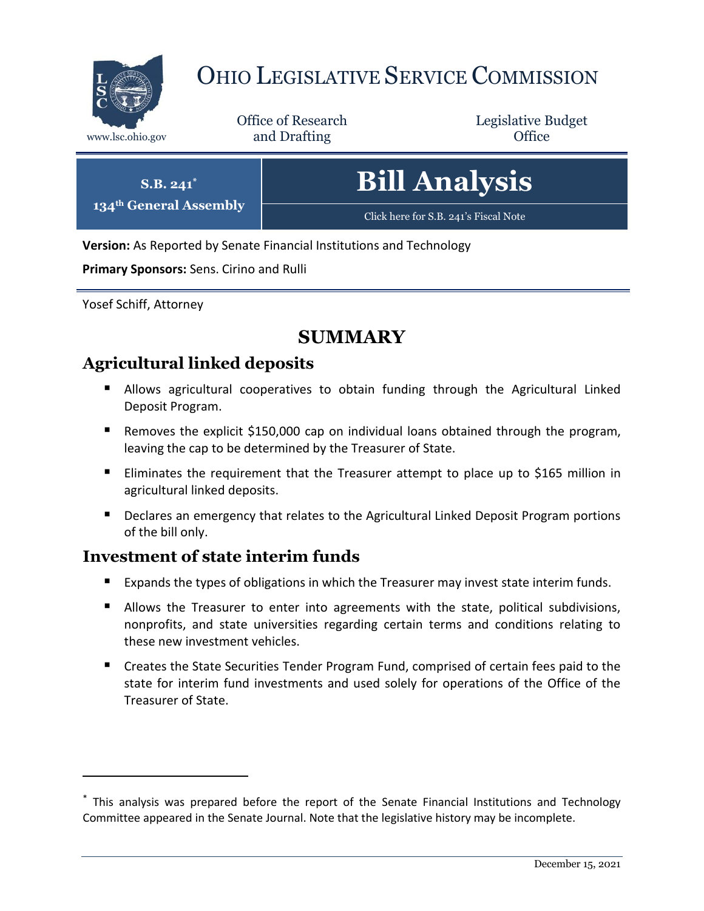# OHIO LEGISLATIVE SERVICE COMMISSION

www.lsc.ohio.gov

Office of Research and Drafting

Legislative Budget Office

**S.B. 241**[*]
**134th General Assembly**

# Bill Analysis

Click here for S.B. 241's Fiscal Note

**Version:** As Reported by Senate Financial Institutions and Technology

**Primary Sponsors:** Sens. Cirino and Rulli

Yosef Schiff, Attorney

## SUMMARY

### Agricultural linked deposits

- Allows agricultural cooperatives to obtain funding through the Agricultural Linked Deposit Program.
- Removes the explicit $150,000 cap on individual loans obtained through the program, leaving the cap to be determined by the Treasurer of State.
- Eliminates the requirement that the Treasurer attempt to place up to $165 million in agricultural linked deposits.
- Declares an emergency that relates to the Agricultural Linked Deposit Program portions of the bill only.

### Investment of state interim funds

- Expands the types of obligations in which the Treasurer may invest state interim funds.
- Allows the Treasurer to enter into agreements with the state, political subdivisions, nonprofits, and state universities regarding certain terms and conditions relating to these new investment vehicles.
- Creates the State Securities Tender Program Fund, comprised of certain fees paid to the state for interim fund investments and used solely for operations of the Office of the Treasurer of State.

[*] This analysis was prepared before the report of the Senate Financial Institutions and Technology Committee appeared in the Senate Journal. Note that the legislative history may be incomplete.

December 15, 2021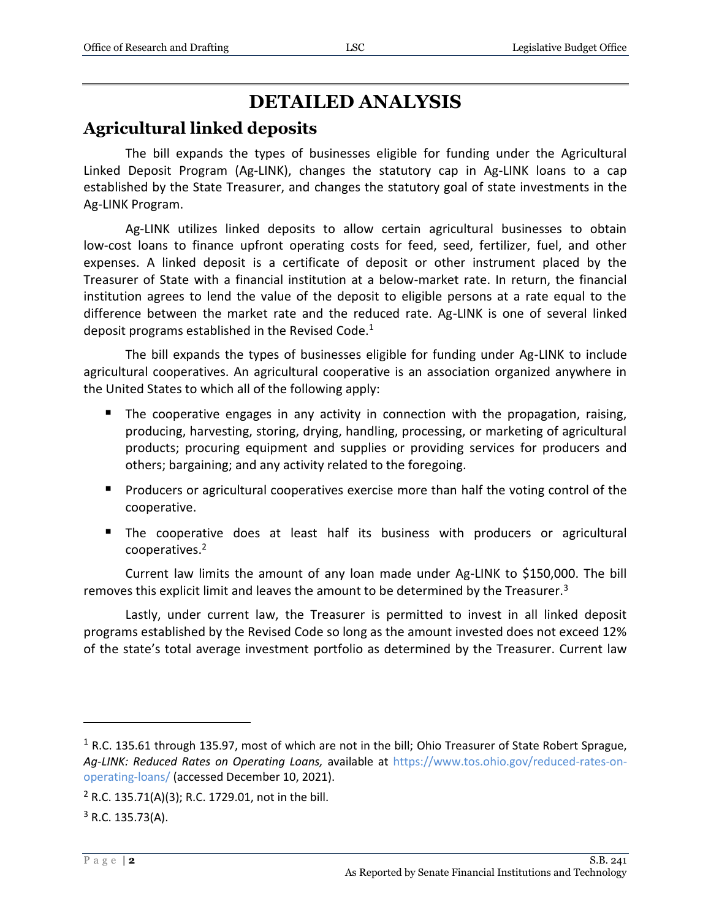# DETAILED ANALYSIS

## Agricultural linked deposits

The bill expands the types of businesses eligible for funding under the Agricultural Linked Deposit Program (Ag-LINK), changes the statutory cap in Ag-LINK loans to a cap established by the State Treasurer, and changes the statutory goal of state investments in the Ag-LINK Program.

Ag-LINK utilizes linked deposits to allow certain agricultural businesses to obtain low-cost loans to finance upfront operating costs for feed, seed, fertilizer, fuel, and other expenses. A linked deposit is a certificate of deposit or other instrument placed by the Treasurer of State with a financial institution at a below-market rate. In return, the financial institution agrees to lend the value of the deposit to eligible persons at a rate equal to the difference between the market rate and the reduced rate. Ag-LINK is one of several linked deposit programs established in the Revised Code.[1]

The bill expands the types of businesses eligible for funding under Ag-LINK to include agricultural cooperatives. An agricultural cooperative is an association organized anywhere in the United States to which all of the following apply:

- The cooperative engages in any activity in connection with the propagation, raising, producing, harvesting, storing, drying, handling, processing, or marketing of agricultural products; procuring equipment and supplies or providing services for producers and others; bargaining; and any activity related to the foregoing.
- Producers or agricultural cooperatives exercise more than half the voting control of the cooperative.
- The cooperative does at least half its business with producers or agricultural cooperatives.[2]

Current law limits the amount of any loan made under Ag-LINK to $150,000. The bill removes this explicit limit and leaves the amount to be determined by the Treasurer.[3]

Lastly, under current law, the Treasurer is permitted to invest in all linked deposit programs established by the Revised Code so long as the amount invested does not exceed 12% of the state's total average investment portfolio as determined by the Treasurer. Current law

---

[1] R.C. 135.61 through 135.97, most of which are not in the bill; Ohio Treasurer of State Robert Sprague, *Ag-LINK: Reduced Rates on Operating Loans,* available at https://www.tos.ohio.gov/reduced-rates-on-operating-loans/ (accessed December 10, 2021).

[2] R.C. 135.71(A)(3); R.C. 1729.01, not in the bill.

[3] R.C. 135.73(A).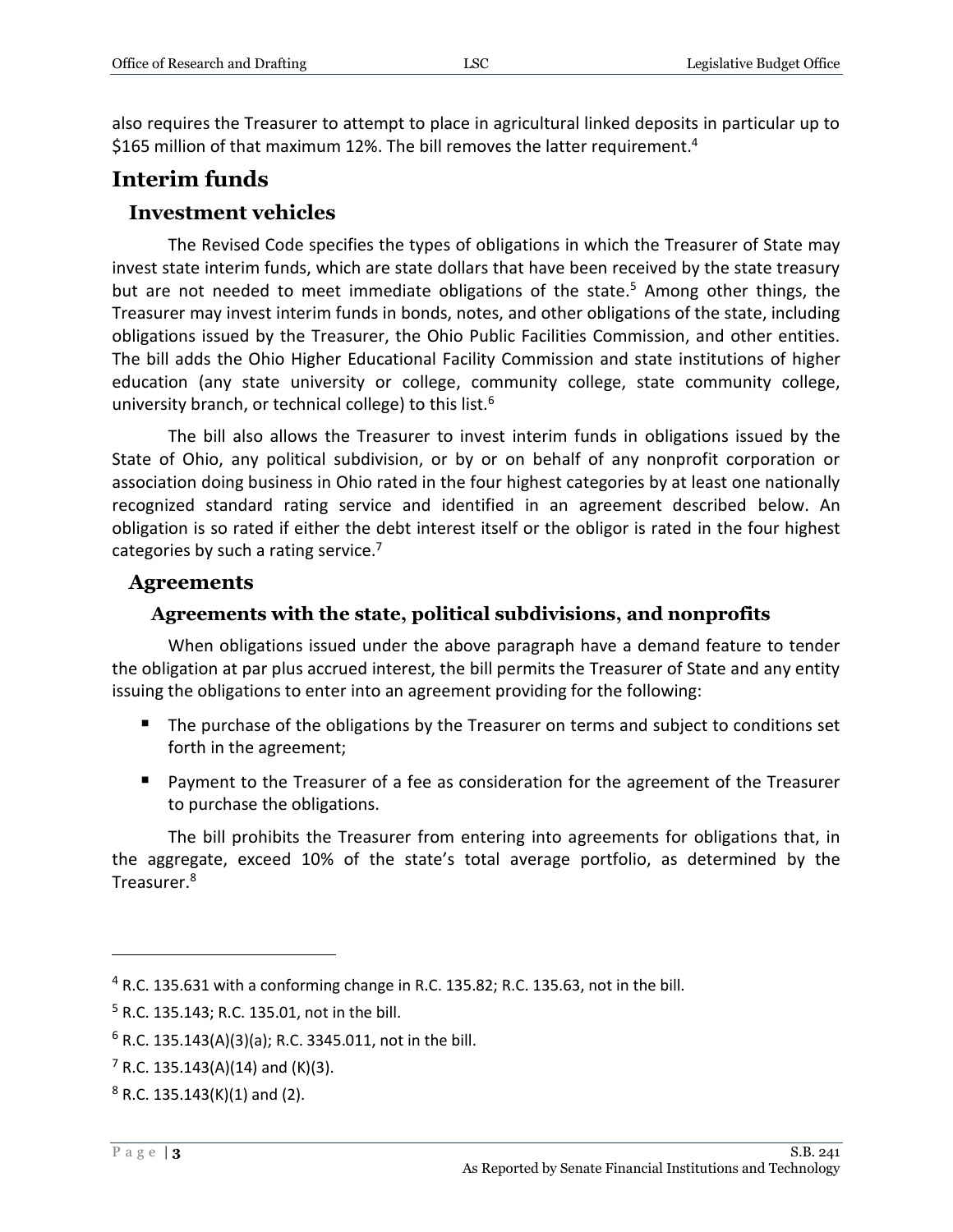also requires the Treasurer to attempt to place in agricultural linked deposits in particular up to $165 million of that maximum 12%. The bill removes the latter requirement.[4]

# Interim funds

## Investment vehicles

The Revised Code specifies the types of obligations in which the Treasurer of State may invest state interim funds, which are state dollars that have been received by the state treasury but are not needed to meet immediate obligations of the state.[5] Among other things, the Treasurer may invest interim funds in bonds, notes, and other obligations of the state, including obligations issued by the Treasurer, the Ohio Public Facilities Commission, and other entities. The bill adds the Ohio Higher Educational Facility Commission and state institutions of higher education (any state university or college, community college, state community college, university branch, or technical college) to this list.[6]

The bill also allows the Treasurer to invest interim funds in obligations issued by the State of Ohio, any political subdivision, or by or on behalf of any nonprofit corporation or association doing business in Ohio rated in the four highest categories by at least one nationally recognized standard rating service and identified in an agreement described below. An obligation is so rated if either the debt interest itself or the obligor is rated in the four highest categories by such a rating service.[7]

## Agreements

### Agreements with the state, political subdivisions, and nonprofits

When obligations issued under the above paragraph have a demand feature to tender the obligation at par plus accrued interest, the bill permits the Treasurer of State and any entity issuing the obligations to enter into an agreement providing for the following:

- The purchase of the obligations by the Treasurer on terms and subject to conditions set forth in the agreement;
- Payment to the Treasurer of a fee as consideration for the agreement of the Treasurer to purchase the obligations.

The bill prohibits the Treasurer from entering into agreements for obligations that, in the aggregate, exceed 10% of the state's total average portfolio, as determined by the Treasurer.[8]

---

[4] R.C. 135.631 with a conforming change in R.C. 135.82; R.C. 135.63, not in the bill.

[5] R.C. 135.143; R.C. 135.01, not in the bill.

[6] R.C. 135.143(A)(3)(a); R.C. 3345.011, not in the bill.

[7] R.C. 135.143(A)(14) and (K)(3).

[8] R.C. 135.143(K)(1) and (2).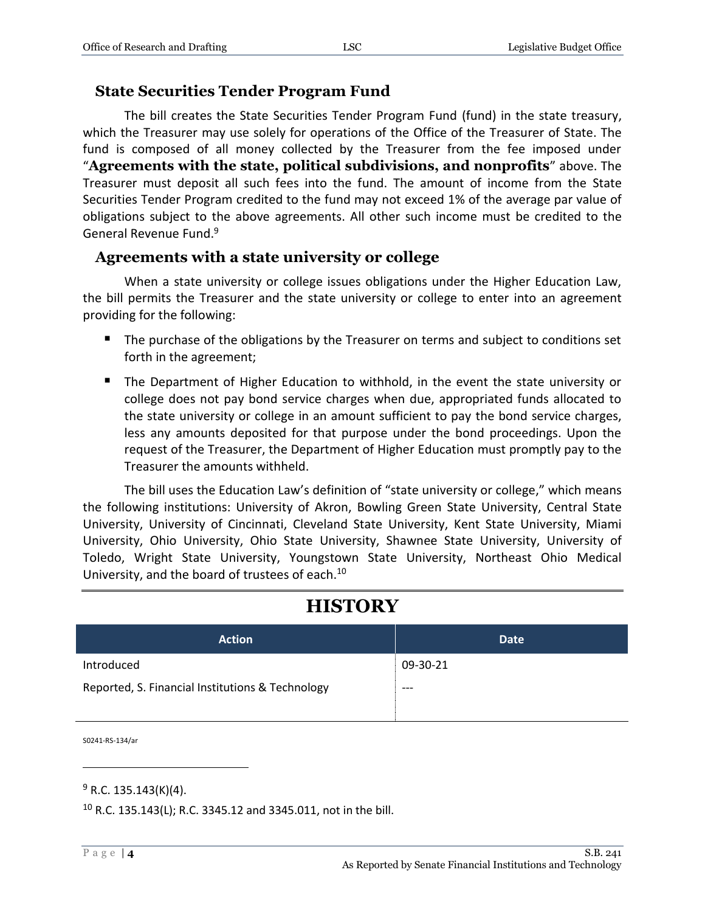### State Securities Tender Program Fund

The bill creates the State Securities Tender Program Fund (fund) in the state treasury, which the Treasurer may use solely for operations of the Office of the Treasurer of State. The fund is composed of all money collected by the Treasurer from the fee imposed under "**Agreements with the state, political subdivisions, and nonprofits**" above. The Treasurer must deposit all such fees into the fund. The amount of income from the State Securities Tender Program credited to the fund may not exceed 1% of the average par value of obligations subject to the above agreements. All other such income must be credited to the General Revenue Fund.[9]

### Agreements with a state university or college

When a state university or college issues obligations under the Higher Education Law, the bill permits the Treasurer and the state university or college to enter into an agreement providing for the following:

- The purchase of the obligations by the Treasurer on terms and subject to conditions set forth in the agreement;
- The Department of Higher Education to withhold, in the event the state university or college does not pay bond service charges when due, appropriated funds allocated to the state university or college in an amount sufficient to pay the bond service charges, less any amounts deposited for that purpose under the bond proceedings. Upon the request of the Treasurer, the Department of Higher Education must promptly pay to the Treasurer the amounts withheld.

The bill uses the Education Law's definition of "state university or college," which means the following institutions: University of Akron, Bowling Green State University, Central State University, University of Cincinnati, Cleveland State University, Kent State University, Miami University, Ohio University, Ohio State University, Shawnee State University, University of Toledo, Wright State University, Youngstown State University, Northeast Ohio Medical University, and the board of trustees of each.[10]

## HISTORY

| Action | Date |
| --- | --- |
| Introduced | 09-30-21 |
| Reported, S. Financial Institutions & Technology | --- |

S0241-RS-134/ar

[9] R.C. 135.143(K)(4).

[10] R.C. 135.143(L); R.C. 3345.12 and 3345.011, not in the bill.